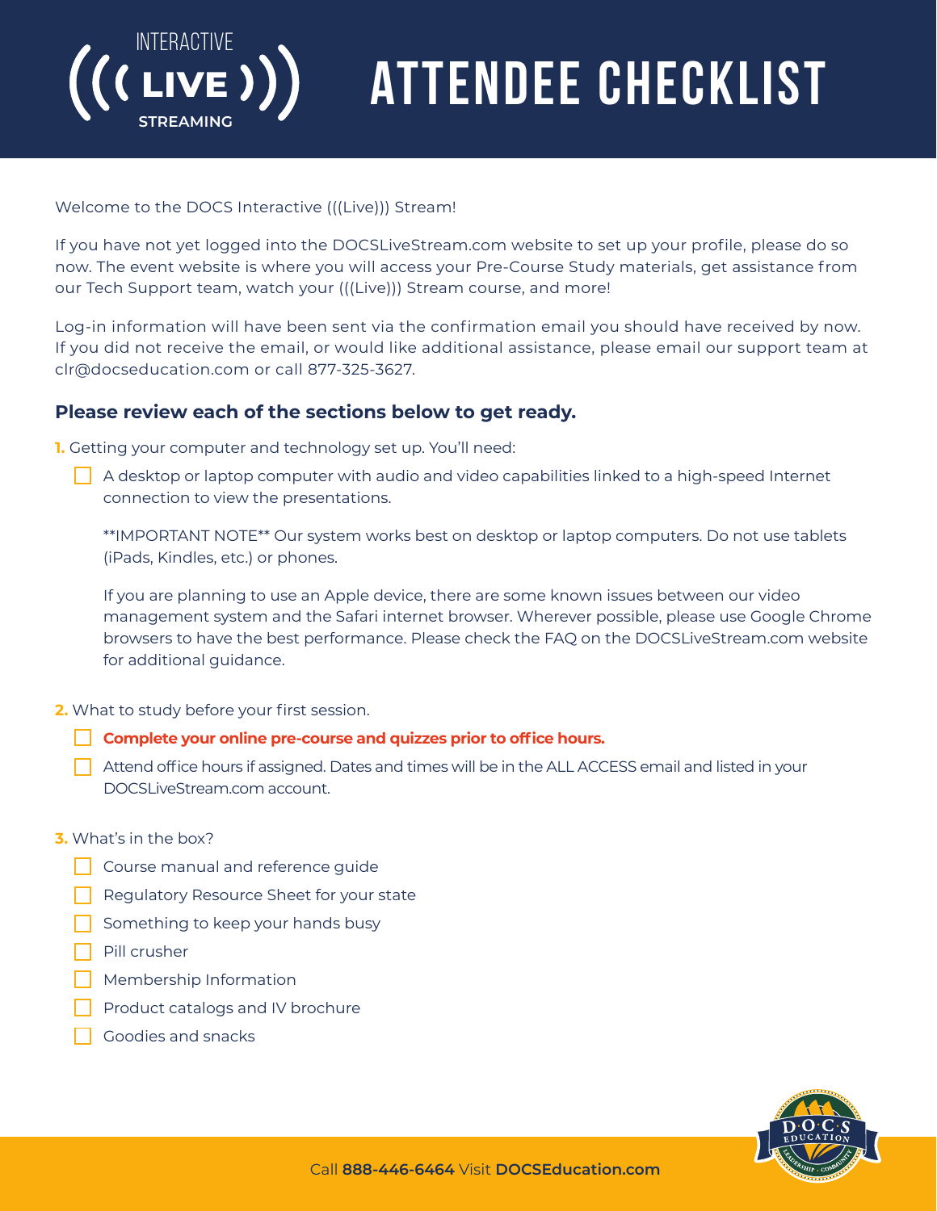# ATTENDEE CHECKLIST

INTERACTIVE ((( LIVE ))) STREAMING

Welcome to the DOCS Interactive (((Live))) Stream!

If you have not yet logged into the DOCSLiveStream.com website to set up your profile, please do so now. The event website is where you will access your Pre-Course Study materials, get assistance from our Tech Support team, watch your (((Live))) Stream course, and more!

Log-in information will have been sent via the confirmation email you should have received by now. If you did not receive the email, or would like additional assistance, please email our support team at clr@docseducation.com or call 877-325-3627.

### Please review each of the sections below to get ready.

**1.** Getting your computer and technology set up. You'll need:

- [ ] A desktop or laptop computer with audio and video capabilities linked to a high-speed Internet connection to view the presentations.

  **IMPORTANT NOTE** Our system works best on desktop or laptop computers. Do not use tablets (iPads, Kindles, etc.) or phones.

  If you are planning to use an Apple device, there are some known issues between our video management system and the Safari internet browser. Wherever possible, please use Google Chrome browsers to have the best performance. Please check the FAQ on the DOCSLiveStream.com website for additional guidance.

**2.** What to study before your first session.

- [ ] **Complete your online pre-course and quizzes prior to office hours.**
- [ ] Attend office hours if assigned. Dates and times will be in the ALL ACCESS email and listed in your DOCSLiveStream.com account.

**3.** What's in the box?

- [ ] Course manual and reference guide
- [ ] Regulatory Resource Sheet for your state
- [ ] Something to keep your hands busy
- [ ] Pill crusher
- [ ] Membership Information
- [ ] Product catalogs and IV brochure
- [ ] Goodies and snacks

Call **888-446-6464** Visit **DOCSEducation.com**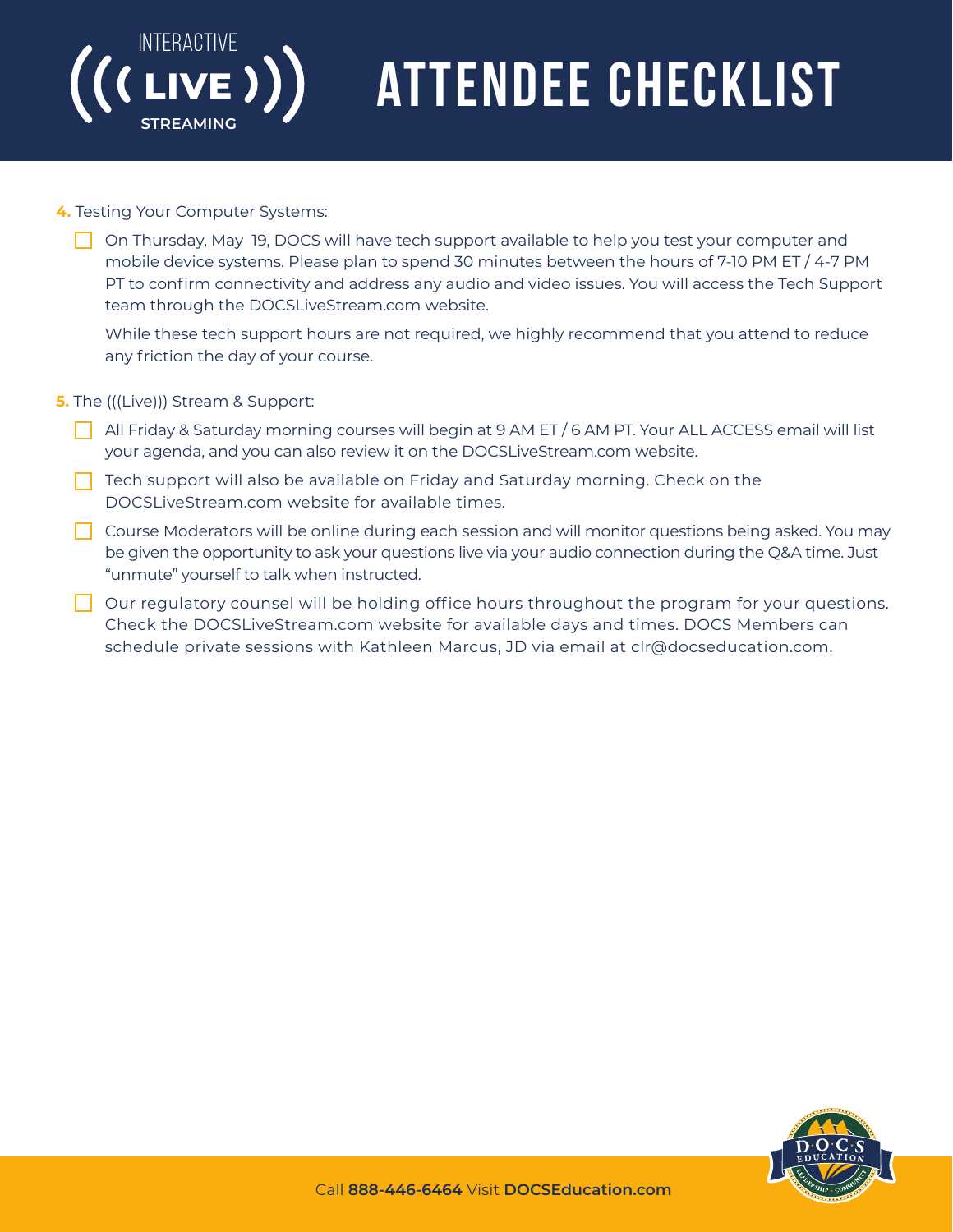# ATTENDEE CHECKLIST

INTERACTIVE (((LIVE))) STREAMING

**4.** Testing Your Computer Systems:

- [ ] On Thursday, May 19, DOCS will have tech support available to help you test your computer and mobile device systems. Please plan to spend 30 minutes between the hours of 7-10 PM ET / 4-7 PM PT to confirm connectivity and address any audio and video issues. You will access the Tech Support team through the DOCSLiveStream.com website.

  While these tech support hours are not required, we highly recommend that you attend to reduce any friction the day of your course.

**5.** The (((Live))) Stream & Support:

- [ ] All Friday & Saturday morning courses will begin at 9 AM ET / 6 AM PT. Your ALL ACCESS email will list your agenda, and you can also review it on the DOCSLiveStream.com website.
- [ ] Tech support will also be available on Friday and Saturday morning. Check on the DOCSLiveStream.com website for available times.
- [ ] Course Moderators will be online during each session and will monitor questions being asked. You may be given the opportunity to ask your questions live via your audio connection during the Q&A time. Just "unmute" yourself to talk when instructed.
- [ ] Our regulatory counsel will be holding office hours throughout the program for your questions. Check the DOCSLiveStream.com website for available days and times. DOCS Members can schedule private sessions with Kathleen Marcus, JD via email at clr@docseducation.com.

Call **888-446-6464** Visit **DOCSEducation.com**

D·O·C·S EDUCATION LEADERSHIP · COMMUNITY